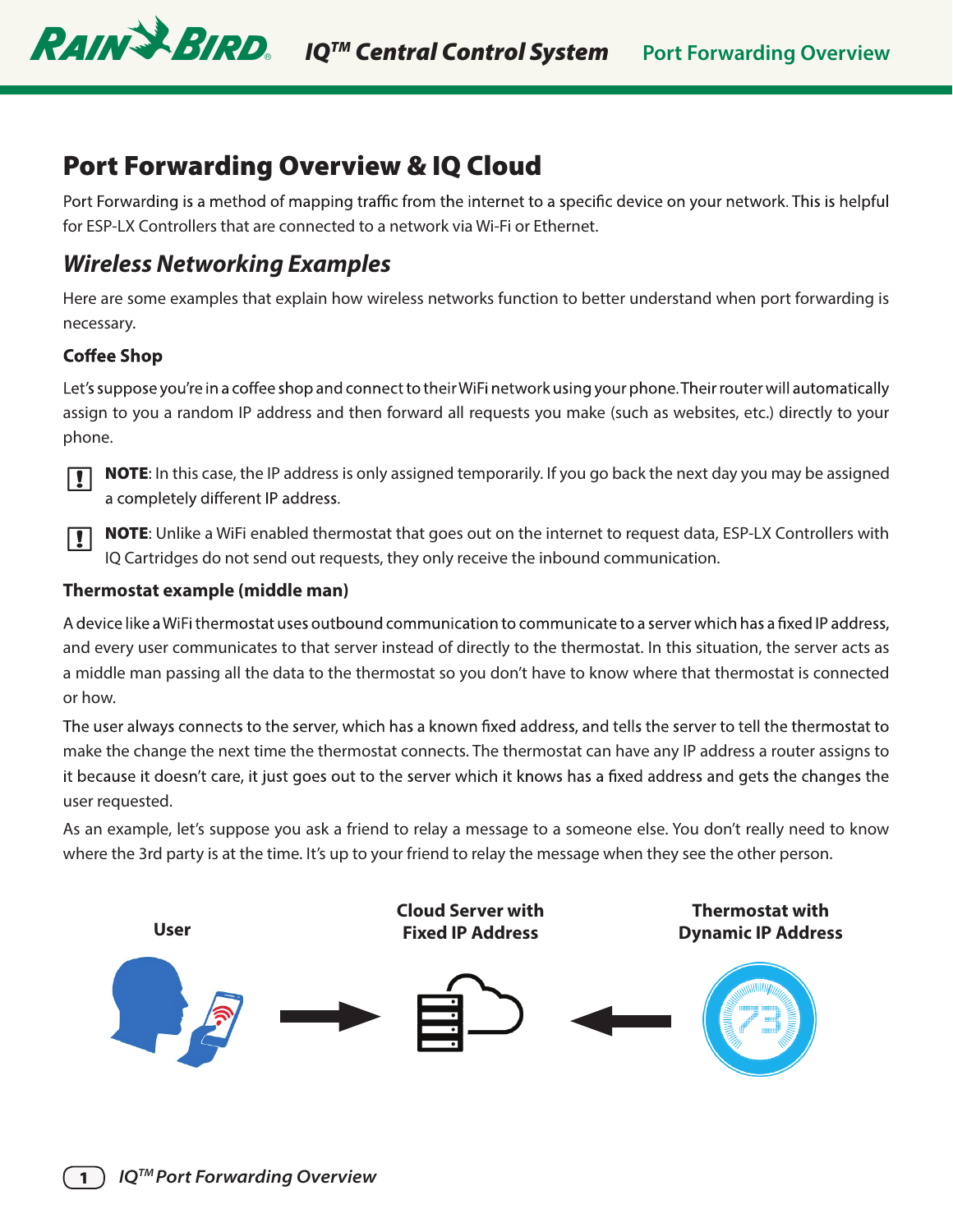# Port Forwarding Overview & IQ Cloud

Port Forwarding is a method of mapping traffic from the internet to a specific device on your network. This is helpful for ESP-LX Controllers that are connected to a network via Wi-Fi or Ethernet.

## *Wireless Networking Examples*

Here are some examples that explain how wireless networks function to better understand when port forwarding is necessary.

### Coffee Shop

Let's suppose you're in a coffee shop and connect to their WiFi network using your phone. Their router will automatically assign to you a random IP address and then forward all requests you make (such as websites, etc.) directly to your phone.

**NOTE**: In this case, the IP address is only assigned temporarily. If you go back the next day you may be assigned a completely different IP address.

**NOTE**: Unlike a WiFi enabled thermostat that goes out on the internet to request data, ESP-LX Controllers with IQ Cartridges do not send out requests, they only receive the inbound communication.

### Thermostat example (middle man)

A device like a WiFi thermostat uses outbound communication to communicate to a server which has a fixed IP address, and every user communicates to that server instead of directly to the thermostat. In this situation, the server acts as a middle man passing all the data to the thermostat so you don't have to know where that thermostat is connected or how.

The user always connects to the server, which has a known fixed address, and tells the server to tell the thermostat to make the change the next time the thermostat connects. The thermostat can have any IP address a router assigns to it because it doesn't care, it just goes out to the server which it knows has a fixed address and gets the changes the user requested.

As an example, let's suppose you ask a friend to relay a message to a someone else. You don't really need to know where the 3rd party is at the time. It's up to your friend to relay the message when they see the other person.

User → Cloud Server with Fixed IP Address ← Thermostat with Dynamic IP Address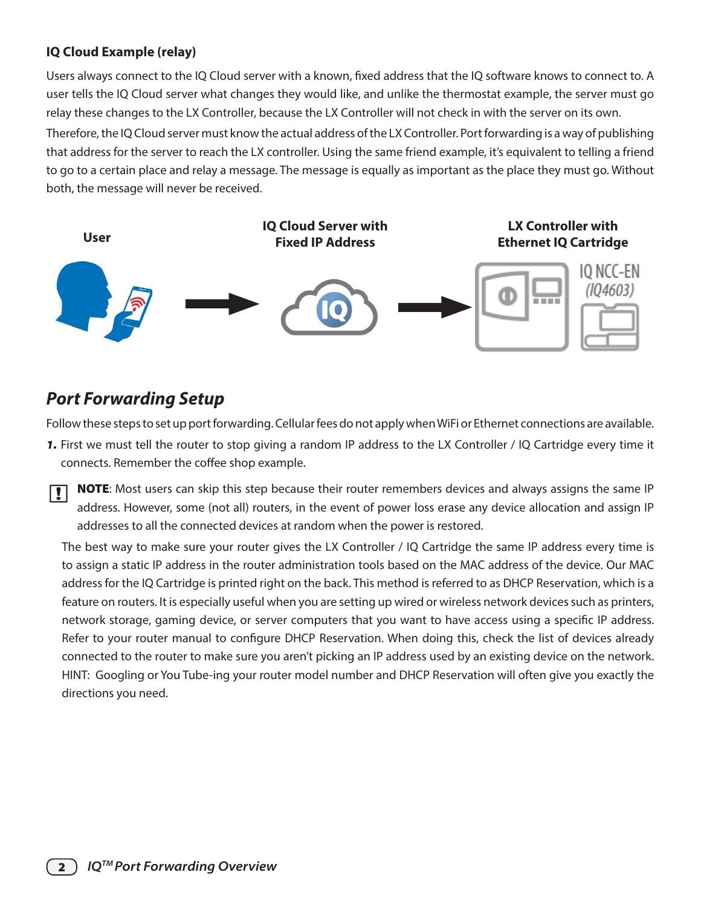### IQ Cloud Example (relay)

Users always connect to the IQ Cloud server with a known, fixed address that the IQ software knows to connect to. A user tells the IQ Cloud server what changes they would like, and unlike the thermostat example, the server must go relay these changes to the LX Controller, because the LX Controller will not check in with the server on its own.

Therefore, the IQ Cloud server must know the actual address of the LX Controller. Port forwarding is a way of publishing that address for the server to reach the LX controller. Using the same friend example, it's equivalent to telling a friend to go to a certain place and relay a message. The message is equally as important as the place they must go. Without both, the message will never be received.

User → IQ Cloud Server with Fixed IP Address → LX Controller with Ethernet IQ Cartridge

IQ NCC-EN (IQ4603)

## *Port Forwarding Setup*

Follow these steps to set up port forwarding. Cellular fees do not apply when WiFi or Ethernet connections are available.

1. First we must tell the router to stop giving a random IP address to the LX Controller / IQ Cartridge every time it connects. Remember the coffee shop example.

**NOTE**: Most users can skip this step because their router remembers devices and always assigns the same IP address. However, some (not all) routers, in the event of power loss erase any device allocation and assign IP addresses to all the connected devices at random when the power is restored.

The best way to make sure your router gives the LX Controller / IQ Cartridge the same IP address every time is to assign a static IP address in the router administration tools based on the MAC address of the device. Our MAC address for the IQ Cartridge is printed right on the back. This method is referred to as DHCP Reservation, which is a feature on routers. It is especially useful when you are setting up wired or wireless network devices such as printers, network storage, gaming device, or server computers that you want to have access using a specific IP address. Refer to your router manual to configure DHCP Reservation. When doing this, check the list of devices already connected to the router to make sure you aren't picking an IP address used by an existing device on the network. HINT: Googling or You Tube-ing your router model number and DHCP Reservation will often give you exactly the directions you need.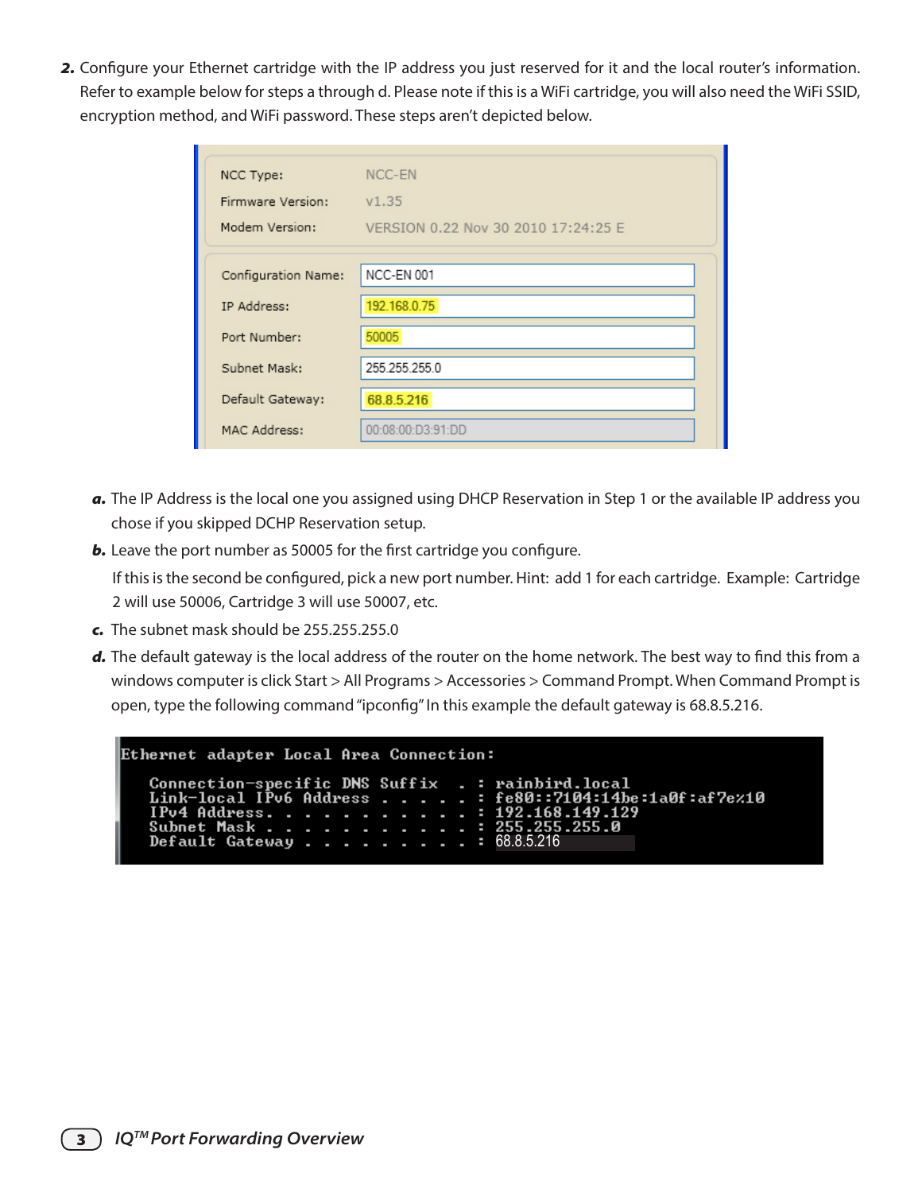**2.** Configure your Ethernet cartridge with the IP address you just reserved for it and the local router's information. Refer to example below for steps a through d. Please note if this is a WiFi cartridge, you will also need the WiFi SSID, encryption method, and WiFi password. These steps aren't depicted below.

| | |
|---|---|
| NCC Type: | NCC-EN |
| Firmware Version: | v1.35 |
| Modem Version: | VERSION 0.22 Nov 30 2010 17:24:25 E |
| Configuration Name: | NCC-EN 001 |
| IP Address: | 192.168.0.75 |
| Port Number: | 50005 |
| Subnet Mask: | 255.255.255.0 |
| Default Gateway: | 68.8.5.216 |
| MAC Address: | 00:08:00:D3:91:DD |

***a.*** The IP Address is the local one you assigned using DHCP Reservation in Step 1 or the available IP address you chose if you skipped DCHP Reservation setup.

***b.*** Leave the port number as 50005 for the first cartridge you configure.

If this is the second be configured, pick a new port number. Hint: add 1 for each cartridge. Example: Cartridge 2 will use 50006, Cartridge 3 will use 50007, etc.

***c.*** The subnet mask should be 255.255.255.0

***d.*** The default gateway is the local address of the router on the home network. The best way to find this from a windows computer is click Start > All Programs > Accessories > Command Prompt. When Command Prompt is open, type the following command "ipconfig" In this example the default gateway is 68.8.5.216.

```
Ethernet adapter Local Area Connection:

   Connection-specific DNS Suffix  . : rainbird.local
   Link-local IPv6 Address . . . . . : fe80::7104:14be:1a0f:af7e%10
   IPv4 Address. . . . . . . . . . . : 192.168.149.129
   Subnet Mask . . . . . . . . . . . : 255.255.255.0
   Default Gateway . . . . . . . . . : 68.8.5.216
```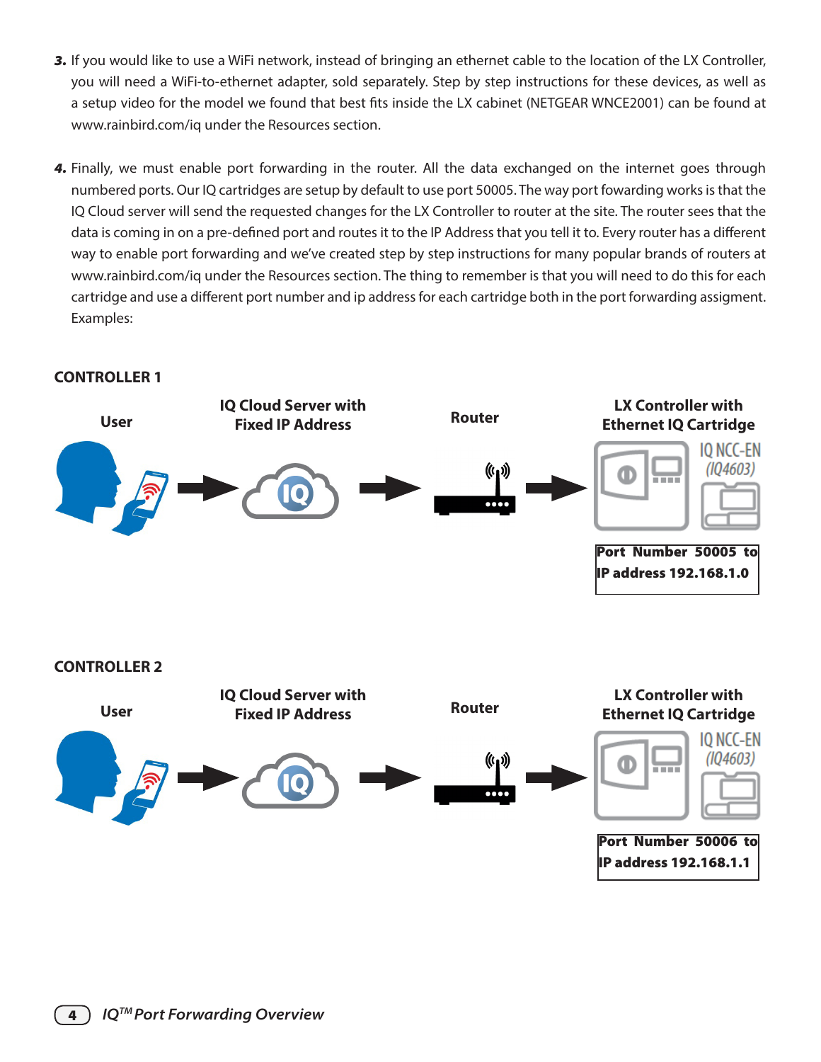3. If you would like to use a WiFi network, instead of bringing an ethernet cable to the location of the LX Controller, you will need a WiFi-to-ethernet adapter, sold separately. Step by step instructions for these devices, as well as a setup video for the model we found that best fits inside the LX cabinet (NETGEAR WNCE2001) can be found at www.rainbird.com/iq under the Resources section.

4. Finally, we must enable port forwarding in the router. All the data exchanged on the internet goes through numbered ports. Our IQ cartridges are setup by default to use port 50005. The way port fowarding works is that the IQ Cloud server will send the requested changes for the LX Controller to router at the site. The router sees that the data is coming in on a pre-defined port and routes it to the IP Address that you tell it to. Every router has a different way to enable port forwarding and we've created step by step instructions for many popular brands of routers at www.rainbird.com/iq under the Resources section. The thing to remember is that you will need to do this for each cartridge and use a different port number and ip address for each cartridge both in the port forwarding assigment. Examples:

**CONTROLLER 1**

**User** → **IQ Cloud Server with Fixed IP Address** → **Router** → **LX Controller with Ethernet IQ Cartridge**

IQ NCC-EN
*(IQ4603)*

**Port Number 50005 to IP address 192.168.1.0**

**CONTROLLER 2**

**User** → **IQ Cloud Server with Fixed IP Address** → **Router** → **LX Controller with Ethernet IQ Cartridge**

IQ NCC-EN
*(IQ4603)*

**Port Number 50006 to IP address 192.168.1.1**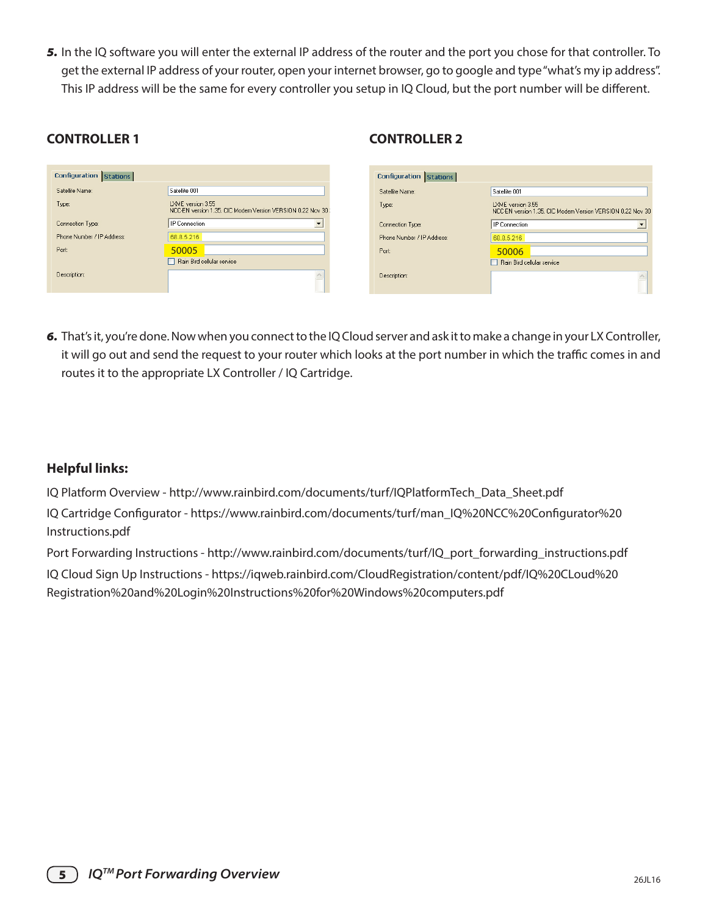**5.** In the IQ software you will enter the external IP address of the router and the port you chose for that controller. To get the external IP address of your router, open your internet browser, go to google and type "what's my ip address". This IP address will be the same for every controller you setup in IQ Cloud, but the port number will be different.

**CONTROLLER 1**

| Configuration | Stations |
| --- | --- |
| Satellite Name: | Satellite 001 |
| Type: | LXME version 3.55 NCC-EN version 1.35. CIC Modem Version VERSION 0.22 Nov 30 |
| Connection Type: | IP Connection |
| Phone Number / IP Address: | 68.8.5.216 |
| Port: | 50005 |
| | Rain Bird cellular service |
| Description: | |

**CONTROLLER 2**

| Configuration | Stations |
| --- | --- |
| Satellite Name: | Satellite 001 |
| Type: | LXME version 3.55 NCC-EN version 1.35. CIC Modem Version VERSION 0.22 Nov 30 |
| Connection Type: | IP Connection |
| Phone Number / IP Address: | 68.8.5.216 |
| Port: | 50006 |
| | Rain Bird cellular service |
| Description: | |

**6.** That's it, you're done. Now when you connect to the IQ Cloud server and ask it to make a change in your LX Controller, it will go out and send the request to your router which looks at the port number in which the traffic comes in and routes it to the appropriate LX Controller / IQ Cartridge.

## Helpful links:

IQ Platform Overview - http://www.rainbird.com/documents/turf/IQPlatformTech_Data_Sheet.pdf

IQ Cartridge Configurator - https://www.rainbird.com/documents/turf/man_IQ%20NCC%20Configurator%20Instructions.pdf

Port Forwarding Instructions - http://www.rainbird.com/documents/turf/IQ_port_forwarding_instructions.pdf

IQ Cloud Sign Up Instructions - https://iqweb.rainbird.com/CloudRegistration/content/pdf/IQ%20CLoud%20Registration%20and%20Login%20Instructions%20for%20Windows%20computers.pdf